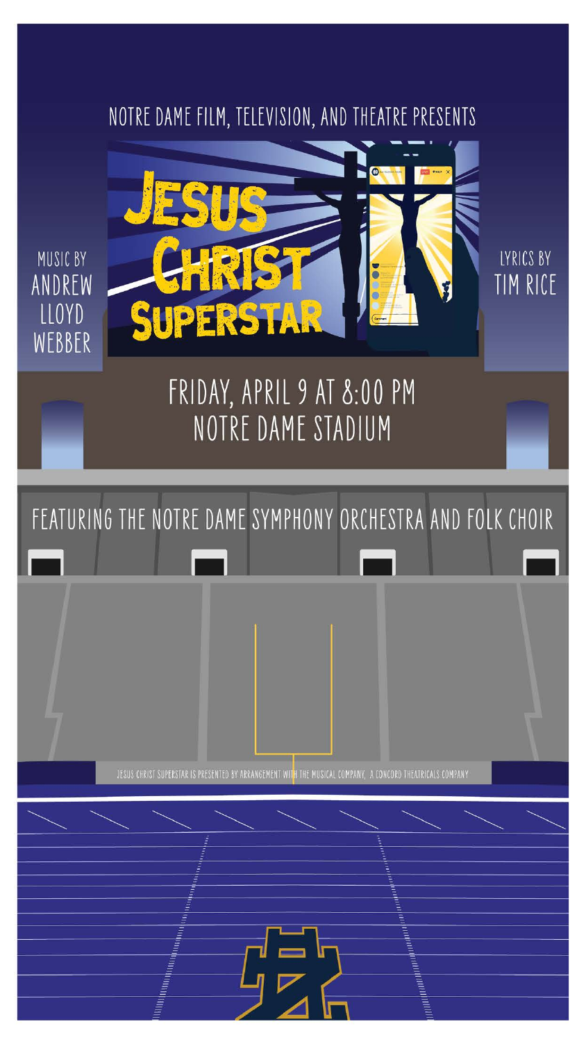NOTRE DAME FILM, TELEVISION, AND THEATRE PRESENTS

# JESUS CHRIST SUPERSTAR

MUSIC BY ANDREW LLOYD WEBBER

LYRICS BY TIM RICE

## FRIDAY, APRIL 9 AT 8:00 PM
## NOTRE DAME STADIUM

FEATURING THE NOTRE DAME SYMPHONY ORCHESTRA AND FOLK CHOIR

JESUS CHRIST SUPERSTAR IS PRESENTED BY ARRANGEMENT WITH THE MUSICAL COMPANY, A CONCORD THEATRICALS COMPANY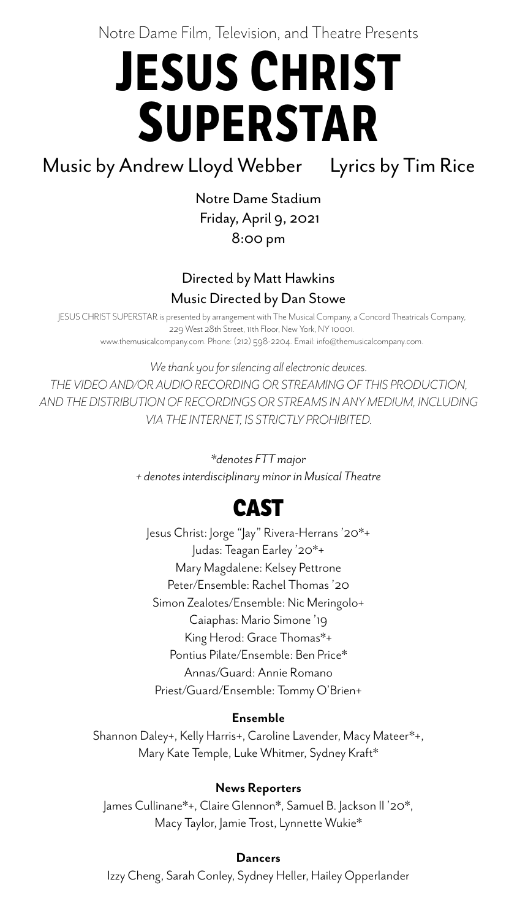Notre Dame Film, Television, and Theatre Presents

# JESUS CHRIST SUPERSTAR

Music by Andrew Lloyd Webber Lyrics by Tim Rice

Notre Dame Stadium
Friday, April 9, 2021
8:00 pm

Directed by Matt Hawkins
Music Directed by Dan Stowe

JESUS CHRIST SUPERSTAR is presented by arrangement with The Musical Company, a Concord Theatricals Company, 229 West 28th Street, 11th Floor, New York, NY 10001. www.themusicalcompany.com. Phone: (212) 598-2204. Email: info@themusicalcompany.com.

*We thank you for silencing all electronic devices.*
*THE VIDEO AND/OR AUDIO RECORDING OR STREAMING OF THIS PRODUCTION, AND THE DISTRIBUTION OF RECORDINGS OR STREAMS IN ANY MEDIUM, INCLUDING VIA THE INTERNET, IS STRICTLY PROHIBITED.*

*\*denotes FTT major*
*+ denotes interdisciplinary minor in Musical Theatre*

## CAST

Jesus Christ: Jorge "Jay" Rivera-Herrans '20*+
Judas: Teagan Earley '20*+
Mary Magdalene: Kelsey Pettrone
Peter/Ensemble: Rachel Thomas '20
Simon Zealotes/Ensemble: Nic Meringolo+
Caiaphas: Mario Simone '19
King Herod: Grace Thomas*+
Pontius Pilate/Ensemble: Ben Price*
Annas/Guard: Annie Romano
Priest/Guard/Ensemble: Tommy O'Brien+

**Ensemble**

Shannon Daley+, Kelly Harris+, Caroline Lavender, Macy Mateer*+, Mary Kate Temple, Luke Whitmer, Sydney Kraft*

**News Reporters**

James Cullinane*+, Claire Glennon*, Samuel B. Jackson II '20*, Macy Taylor, Jamie Trost, Lynnette Wukie*

**Dancers**

Izzy Cheng, Sarah Conley, Sydney Heller, Hailey Opperlander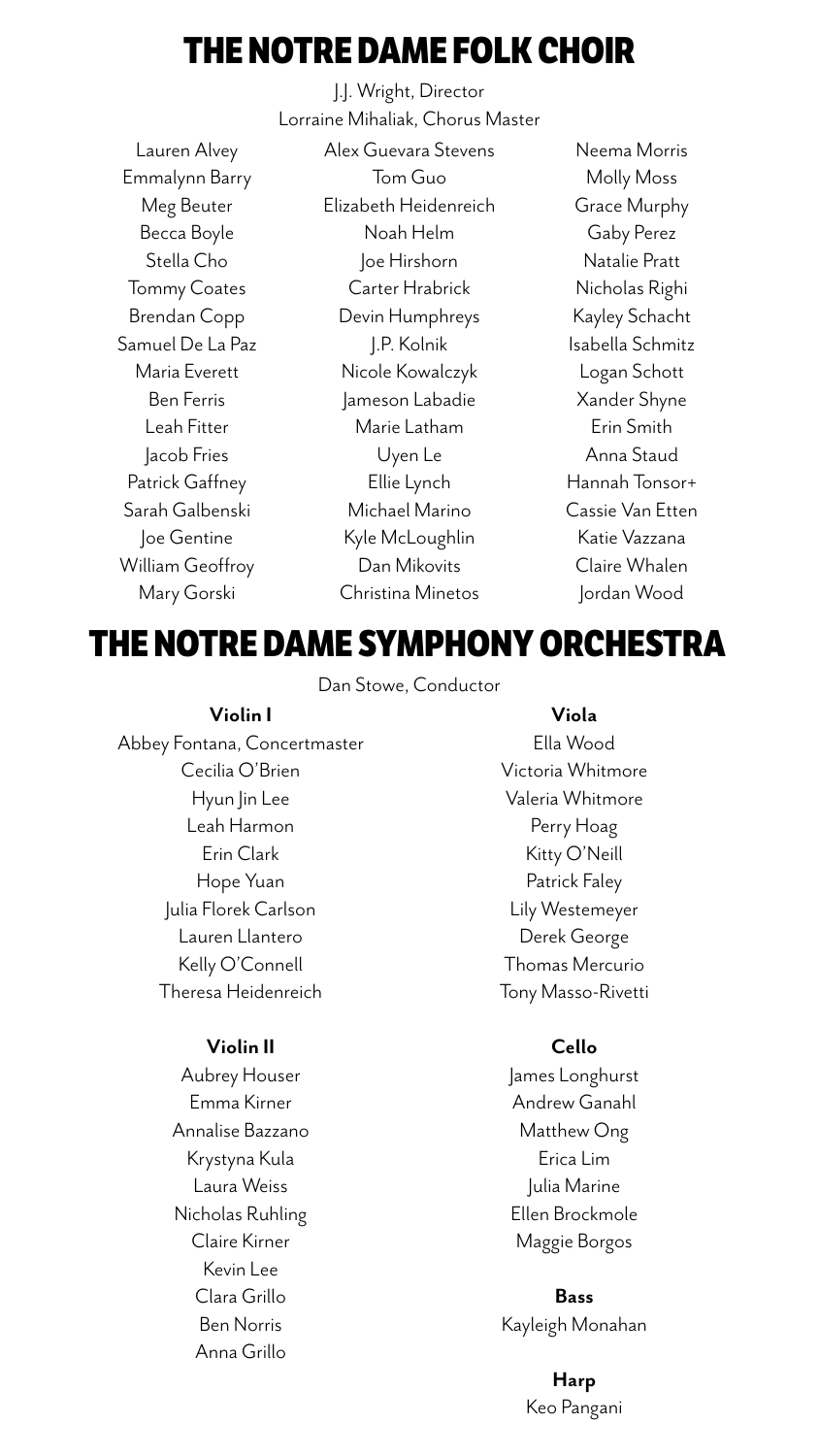# THE NOTRE DAME FOLK CHOIR

J.J. Wright, Director

Lorraine Mihaliak, Chorus Master

Lauren Alvey
Emmalynn Barry
Meg Beuter
Becca Boyle
Stella Cho
Tommy Coates
Brendan Copp
Samuel De La Paz
Maria Everett
Ben Ferris
Leah Fitter
Jacob Fries
Patrick Gaffney
Sarah Galbenski
Joe Gentine
William Geoffroy
Mary Gorski
Alex Guevara Stevens
Tom Guo
Elizabeth Heidenreich
Noah Helm
Joe Hirshorn
Carter Hrabrick
Devin Humphreys
J.P. Kolnik
Nicole Kowalczyk
Jameson Labadie
Marie Latham
Uyen Le
Ellie Lynch
Michael Marino
Kyle McLoughlin
Dan Mikovits
Christina Minetos
Neema Morris
Molly Moss
Grace Murphy
Gaby Perez
Natalie Pratt
Nicholas Righi
Kayley Schacht
Isabella Schmitz
Logan Schott
Xander Shyne
Erin Smith
Anna Staud
Hannah Tonsor+
Cassie Van Etten
Katie Vazzana
Claire Whalen
Jordan Wood

# THE NOTRE DAME SYMPHONY ORCHESTRA

Dan Stowe, Conductor

**Violin I**

Abbey Fontana, Concertmaster
Cecilia O'Brien
Hyun Jin Lee
Leah Harmon
Erin Clark
Hope Yuan
Julia Florek Carlson
Lauren Llantero
Kelly O'Connell
Theresa Heidenreich

**Violin II**

Aubrey Houser
Emma Kirner
Annalise Bazzano
Krystyna Kula
Laura Weiss
Nicholas Ruhling
Claire Kirner
Kevin Lee
Clara Grillo
Ben Norris
Anna Grillo

**Viola**

Ella Wood
Victoria Whitmore
Valeria Whitmore
Perry Hoag
Kitty O'Neill
Patrick Faley
Lily Westemeyer
Derek George
Thomas Mercurio
Tony Masso-Rivetti

**Cello**

James Longhurst
Andrew Ganahl
Matthew Ong
Erica Lim
Julia Marine
Ellen Brockmole
Maggie Borgos

**Bass**

Kayleigh Monahan

**Harp**

Keo Pangani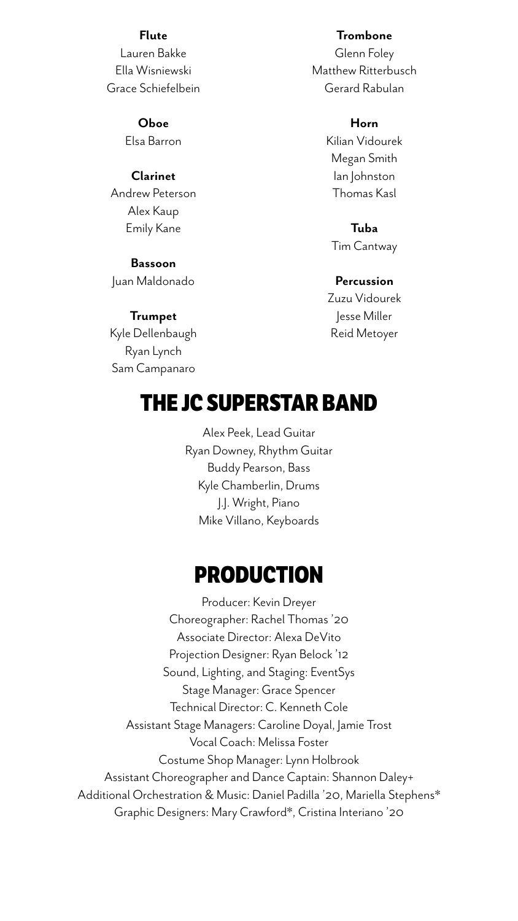**Flute**
Lauren Bakke
Ella Wisniewski
Grace Schiefelbein

**Oboe**
Elsa Barron

**Clarinet**
Andrew Peterson
Alex Kaup
Emily Kane

**Bassoon**
Juan Maldonado

**Trumpet**
Kyle Dellenbaugh
Ryan Lynch
Sam Campanaro

**Trombone**
Glenn Foley
Matthew Ritterbusch
Gerard Rabulan

**Horn**
Kilian Vidourek
Megan Smith
Ian Johnston
Thomas Kasl

**Tuba**
Tim Cantway

**Percussion**
Zuzu Vidourek
Jesse Miller
Reid Metoyer

# THE JC SUPERSTAR BAND

Alex Peek, Lead Guitar
Ryan Downey, Rhythm Guitar
Buddy Pearson, Bass
Kyle Chamberlin, Drums
J.J. Wright, Piano
Mike Villano, Keyboards

# PRODUCTION

Producer: Kevin Dreyer
Choreographer: Rachel Thomas '20
Associate Director: Alexa DeVito
Projection Designer: Ryan Belock '12
Sound, Lighting, and Staging: EventSys
Stage Manager: Grace Spencer
Technical Director: C. Kenneth Cole
Assistant Stage Managers: Caroline Doyal, Jamie Trost
Vocal Coach: Melissa Foster
Costume Shop Manager: Lynn Holbrook
Assistant Choreographer and Dance Captain: Shannon Daley+
Additional Orchestration & Music: Daniel Padilla '20, Mariella Stephens*
Graphic Designers: Mary Crawford*, Cristina Interiano '20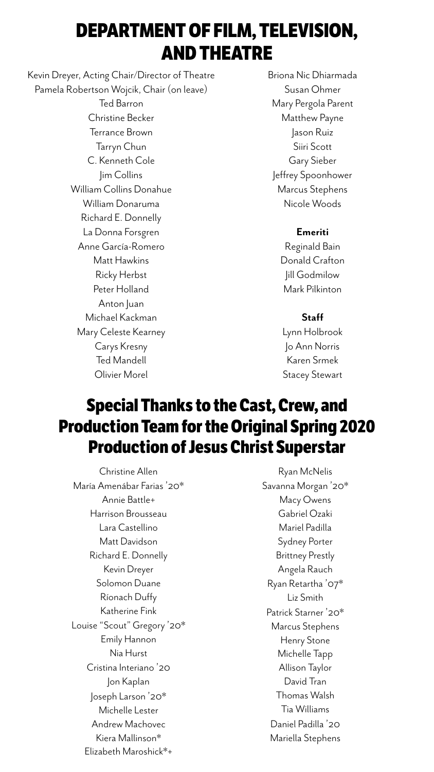# DEPARTMENT OF FILM, TELEVISION, AND THEATRE

Kevin Dreyer, Acting Chair/Director of Theatre
Pamela Robertson Wojcik, Chair (on leave)
Ted Barron
Christine Becker
Terrance Brown
Tarryn Chun
C. Kenneth Cole
Jim Collins
William Collins Donahue
William Donaruma
Richard E. Donnelly
La Donna Forsgren
Anne García-Romero
Matt Hawkins
Ricky Herbst
Peter Holland
Anton Juan
Michael Kackman
Mary Celeste Kearney
Carys Kresny
Ted Mandell
Olivier Morel
Briona Nic Dhiarmada
Susan Ohmer
Mary Pergola Parent
Matthew Payne
Jason Ruiz
Siiri Scott
Gary Sieber
Jeffrey Spoonhower
Marcus Stephens
Nicole Woods

**Emeriti**

Reginald Bain
Donald Crafton
Jill Godmilow
Mark Pilkinton

**Staff**

Lynn Holbrook
Jo Ann Norris
Karen Srmek
Stacey Stewart

# Special Thanks to the Cast, Crew, and Production Team for the Original Spring 2020 Production of Jesus Christ Superstar

Christine Allen
María Amenábar Farias '20*
Annie Battle+
Harrison Brousseau
Lara Castellino
Matt Davidson
Richard E. Donnelly
Kevin Dreyer
Solomon Duane
Ríonach Duffy
Katherine Fink
Louise "Scout" Gregory '20*
Emily Hannon
Nia Hurst
Cristina Interiano '20
Jon Kaplan
Joseph Larson '20*
Michelle Lester
Andrew Machovec
Kiera Mallinson*
Elizabeth Maroshick*+
Ryan McNelis
Savanna Morgan '20*
Macy Owens
Gabriel Ozaki
Mariel Padilla
Sydney Porter
Brittney Prestly
Angela Rauch
Ryan Retartha '07*
Liz Smith
Patrick Starner '20*
Marcus Stephens
Henry Stone
Michelle Tapp
Allison Taylor
David Tran
Thomas Walsh
Tia Williams
Daniel Padilla '20
Mariella Stephens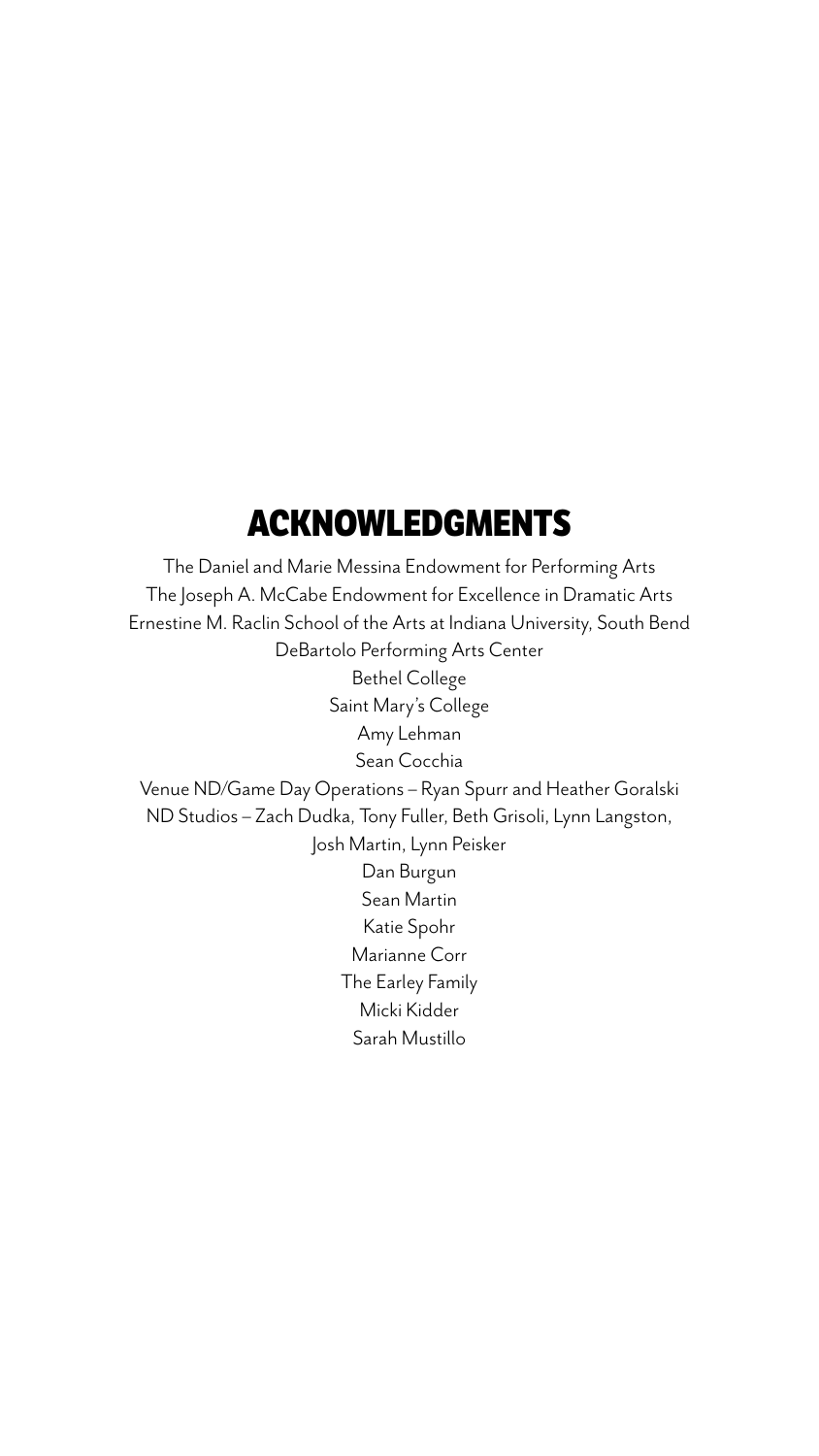# ACKNOWLEDGMENTS

The Daniel and Marie Messina Endowment for Performing Arts
The Joseph A. McCabe Endowment for Excellence in Dramatic Arts
Ernestine M. Raclin School of the Arts at Indiana University, South Bend
DeBartolo Performing Arts Center
Bethel College
Saint Mary's College
Amy Lehman
Sean Cocchia
Venue ND/Game Day Operations – Ryan Spurr and Heather Goralski
ND Studios – Zach Dudka, Tony Fuller, Beth Grisoli, Lynn Langston, Josh Martin, Lynn Peisker
Dan Burgun
Sean Martin
Katie Spohr
Marianne Corr
The Earley Family
Micki Kidder
Sarah Mustillo